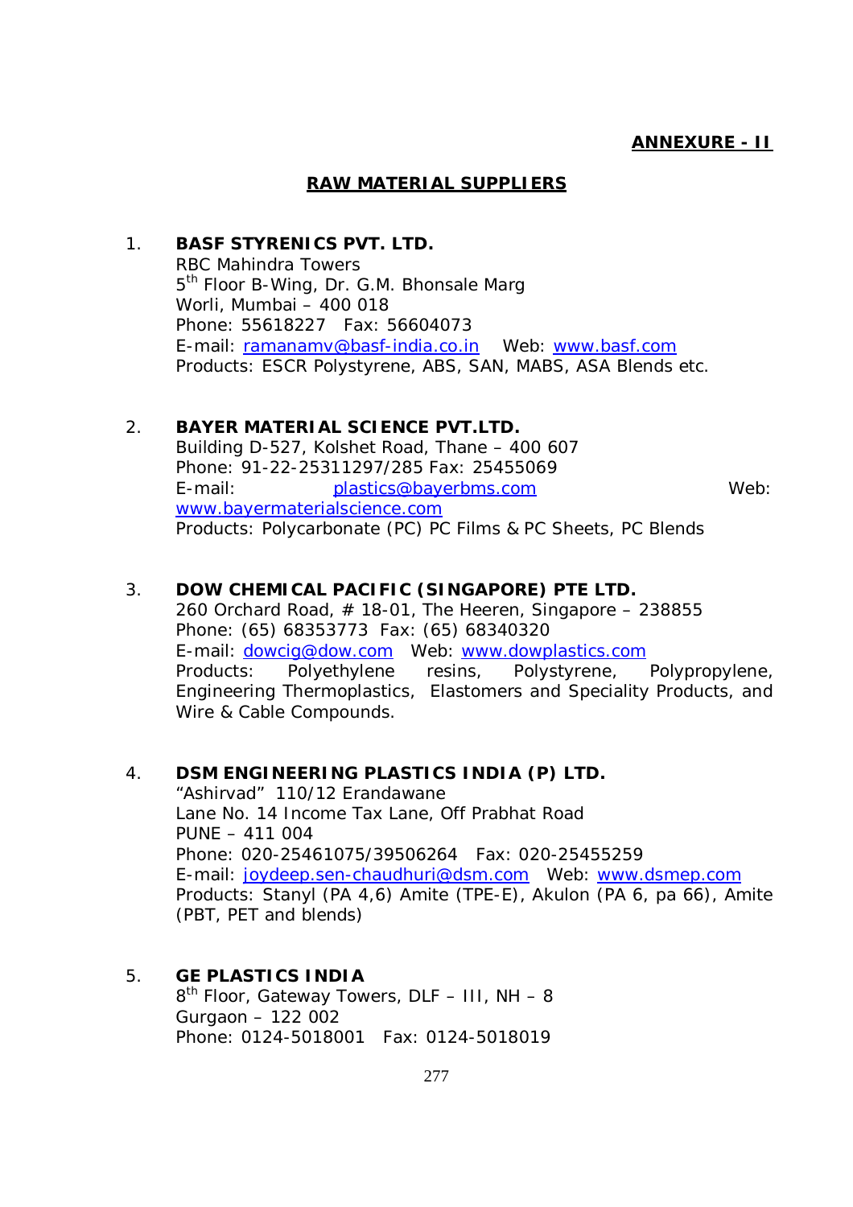**ANNEXURE - II**

## RAW MATERIAL SUPPLIERS

1. **BASF STYRENICS PVT. LTD.**
   RBC Mahindra Towers
   5th Floor B-Wing, Dr. G.M. Bhonsale Marg
   Worli, Mumbai – 400 018
   Phone: 55618227 Fax: 56604073
   E-mail: ramanamv@basf-india.co.in Web: www.basf.com
   Products: ESCR Polystyrene, ABS, SAN, MABS, ASA Blends etc.

2. **BAYER MATERIAL SCIENCE PVT.LTD.**
   Building D-527, Kolshet Road, Thane – 400 607
   Phone: 91-22-25311297/285 Fax: 25455069
   E-mail: plastics@bayerbms.com Web: www.bayermaterialscience.com
   Products: Polycarbonate (PC) PC Films & PC Sheets, PC Blends

3. **DOW CHEMICAL PACIFIC (SINGAPORE) PTE LTD.**
   260 Orchard Road, # 18-01, The Heeren, Singapore – 238855
   Phone: (65) 68353773 Fax: (65) 68340320
   E-mail: dowcig@dow.com Web: www.dowplastics.com
   Products: Polyethylene resins, Polystyrene, Polypropylene, Engineering Thermoplastics, Elastomers and Speciality Products, and Wire & Cable Compounds.

4. **DSM ENGINEERING PLASTICS INDIA (P) LTD.**
   "Ashirvad" 110/12 Erandawane
   Lane No. 14 Income Tax Lane, Off Prabhat Road
   PUNE – 411 004
   Phone: 020-25461075/39506264 Fax: 020-25455259
   E-mail: joydeep.sen-chaudhuri@dsm.com Web: www.dsmep.com
   Products: Stanyl (PA 4,6) Amite (TPE-E), Akulon (PA 6, pa 66), Amite (PBT, PET and blends)

5. **GE PLASTICS INDIA**
   8th Floor, Gateway Towers, DLF – III, NH – 8
   Gurgaon – 122 002
   Phone: 0124-5018001 Fax: 0124-5018019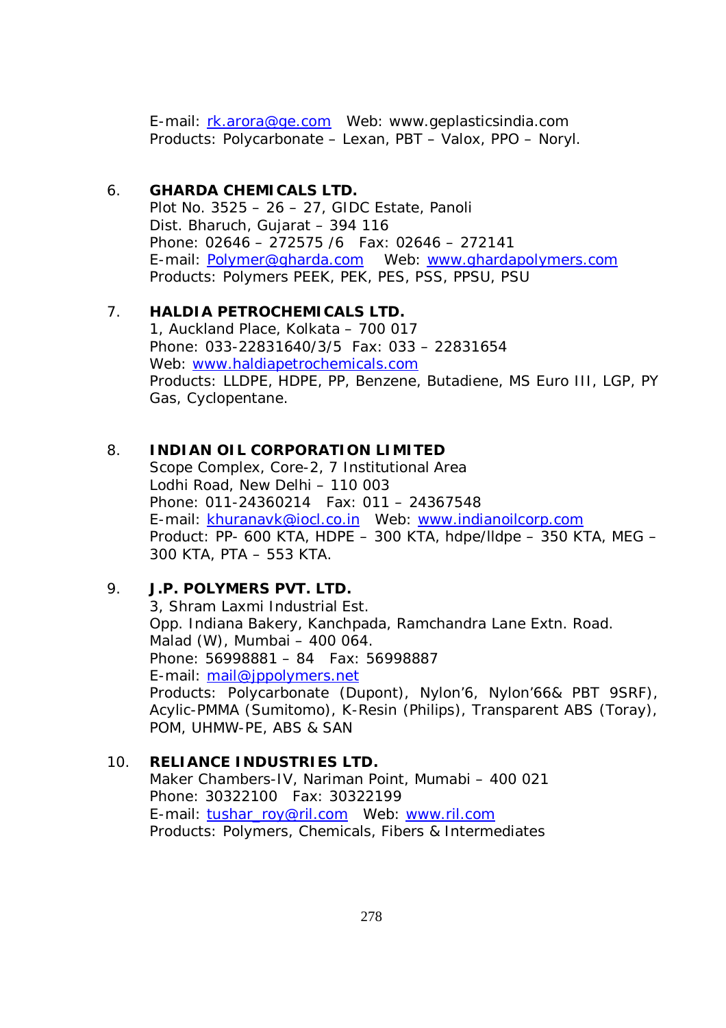E-mail: rk.arora@ge.com   Web: www.geplasticsindia.com
Products: Polycarbonate – Lexan, PBT – Valox, PPO – Noryl.

6. **GHARDA CHEMICALS LTD.**
   Plot No. 3525 – 26 – 27, GIDC Estate, Panoli
   Dist. Bharuch, Gujarat – 394 116
   Phone: 02646 – 272575 /6   Fax: 02646 – 272141
   E-mail: Polymer@gharda.com   Web: www.ghardapolymers.com
   Products: Polymers PEEK, PEK, PES, PSS, PPSU, PSU

7. **HALDIA PETROCHEMICALS LTD.**
   1, Auckland Place, Kolkata – 700 017
   Phone: 033-22831640/3/5  Fax: 033 – 22831654
   Web: www.haldiapetrochemicals.com
   Products: LLDPE, HDPE, PP, Benzene, Butadiene, MS Euro III, LGP, PY Gas, Cyclopentane.

8. **INDIAN OIL CORPORATION LIMITED**
   Scope Complex, Core-2, 7 Institutional Area
   Lodhi Road, New Delhi – 110 003
   Phone: 011-24360214   Fax: 011 – 24367548
   E-mail: khuranavk@iocl.co.in   Web: www.indianoilcorp.com
   Product: PP- 600 KTA, HDPE – 300 KTA, hdpe/lldpe – 350 KTA, MEG – 300 KTA, PTA – 553 KTA.

9. **J.P. POLYMERS PVT. LTD.**
   3, Shram Laxmi Industrial Est.
   Opp. Indiana Bakery, Kanchpada, Ramchandra Lane Extn. Road.
   Malad (W), Mumbai – 400 064.
   Phone: 56998881 – 84   Fax: 56998887
   E-mail: mail@jppolymers.net
   Products: Polycarbonate (Dupont), Nylon'6, Nylon'66& PBT 9SRF), Acylic-PMMA (Sumitomo), K-Resin (Philips), Transparent ABS (Toray), POM, UHMW-PE, ABS & SAN

10. **RELIANCE INDUSTRIES LTD.**
    Maker Chambers-IV, Nariman Point, Mumabi – 400 021
    Phone: 30322100   Fax: 30322199
    E-mail: tushar_roy@ril.com   Web: www.ril.com
    Products: Polymers, Chemicals, Fibers & Intermediates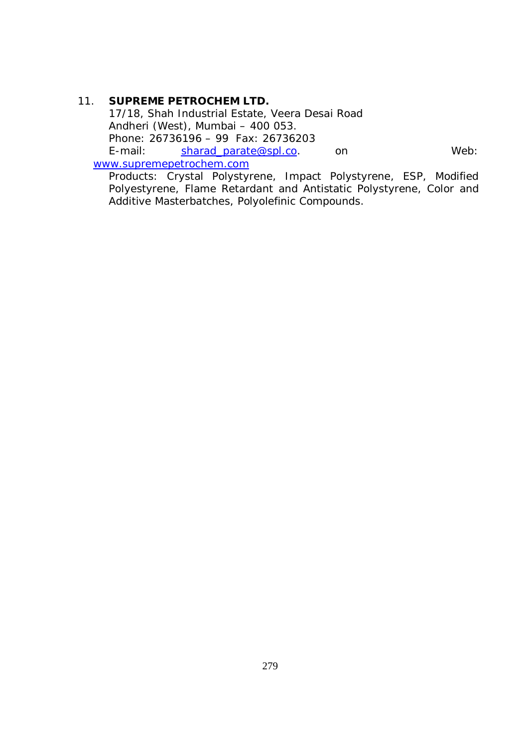11. **SUPREME PETROCHEM LTD.**

17/18, Shah Industrial Estate, Veera Desai Road
Andheri (West), Mumbai – 400 053.
Phone: 26736196 – 99 Fax: 26736203
E-mail: sharad_parate@spl.co. on Web: www.supremepetrochem.com
Products: Crystal Polystyrene, Impact Polystyrene, ESP, Modified Polyestyrene, Flame Retardant and Antistatic Polystyrene, Color and Additive Masterbatches, Polyolefinic Compounds.